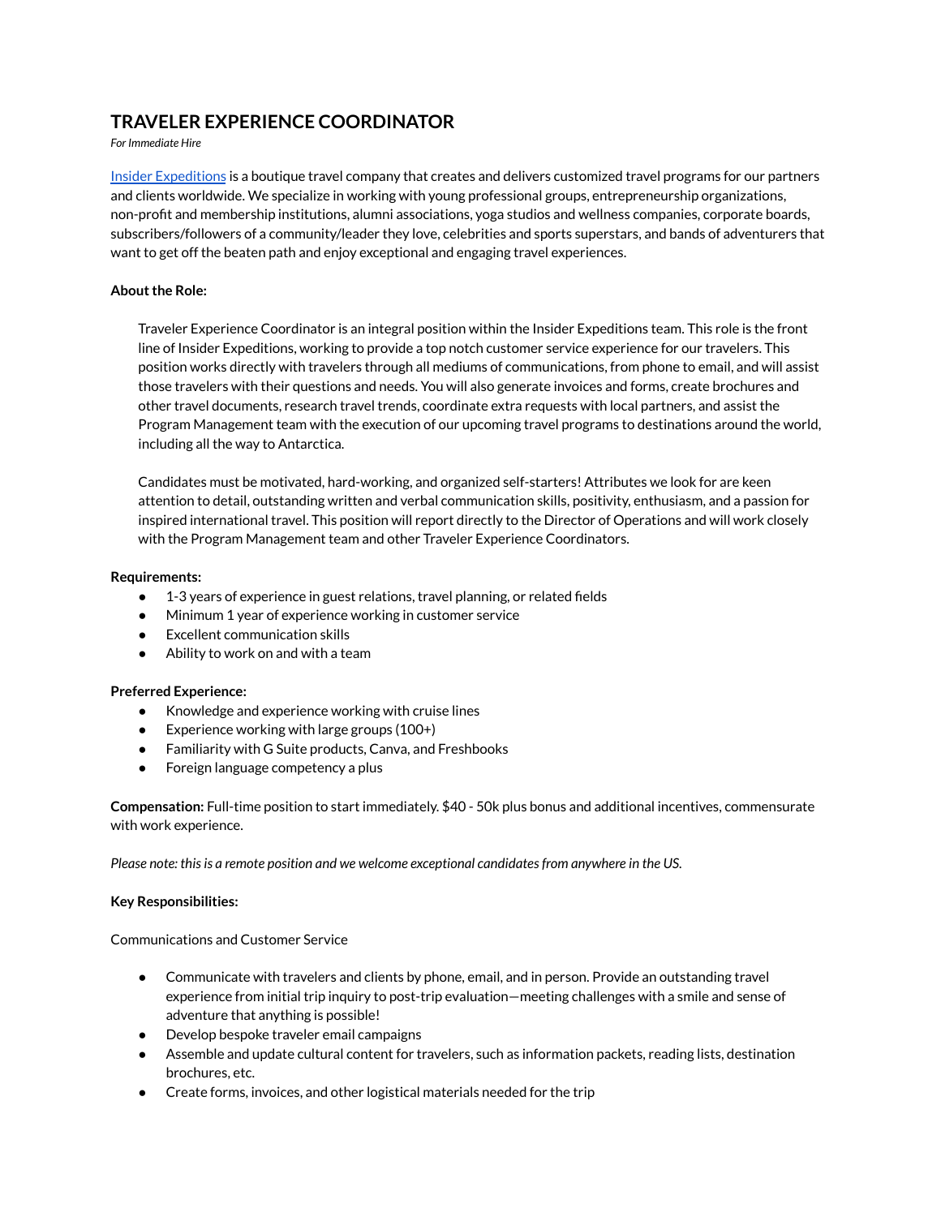# TRAVELER EXPERIENCE COORDINATOR

*For Immediate Hire*

[Insider Expeditions] is a boutique travel company that creates and delivers customized travel programs for our partners and clients worldwide. We specialize in working with young professional groups, entrepreneurship organizations, non-profit and membership institutions, alumni associations, yoga studios and wellness companies, corporate boards, subscribers/followers of a community/leader they love, celebrities and sports superstars, and bands of adventurers that want to get off the beaten path and enjoy exceptional and engaging travel experiences.

**About the Role:**

Traveler Experience Coordinator is an integral position within the Insider Expeditions team. This role is the front line of Insider Expeditions, working to provide a top notch customer service experience for our travelers. This position works directly with travelers through all mediums of communications, from phone to email, and will assist those travelers with their questions and needs. You will also generate invoices and forms, create brochures and other travel documents, research travel trends, coordinate extra requests with local partners, and assist the Program Management team with the execution of our upcoming travel programs to destinations around the world, including all the way to Antarctica.

Candidates must be motivated, hard-working, and organized self-starters! Attributes we look for are keen attention to detail, outstanding written and verbal communication skills, positivity, enthusiasm, and a passion for inspired international travel. This position will report directly to the Director of Operations and will work closely with the Program Management team and other Traveler Experience Coordinators.

**Requirements:**

- 1-3 years of experience in guest relations, travel planning, or related fields
- Minimum 1 year of experience working in customer service
- Excellent communication skills
- Ability to work on and with a team

**Preferred Experience:**

- Knowledge and experience working with cruise lines
- Experience working with large groups (100+)
- Familiarity with G Suite products, Canva, and Freshbooks
- Foreign language competency a plus

**Compensation:** Full-time position to start immediately. $40 - 50k plus bonus and additional incentives, commensurate with work experience.

*Please note: this is a remote position and we welcome exceptional candidates from anywhere in the US.*

**Key Responsibilities:**

Communications and Customer Service

- Communicate with travelers and clients by phone, email, and in person. Provide an outstanding travel experience from initial trip inquiry to post-trip evaluation—meeting challenges with a smile and sense of adventure that anything is possible!
- Develop bespoke traveler email campaigns
- Assemble and update cultural content for travelers, such as information packets, reading lists, destination brochures, etc.
- Create forms, invoices, and other logistical materials needed for the trip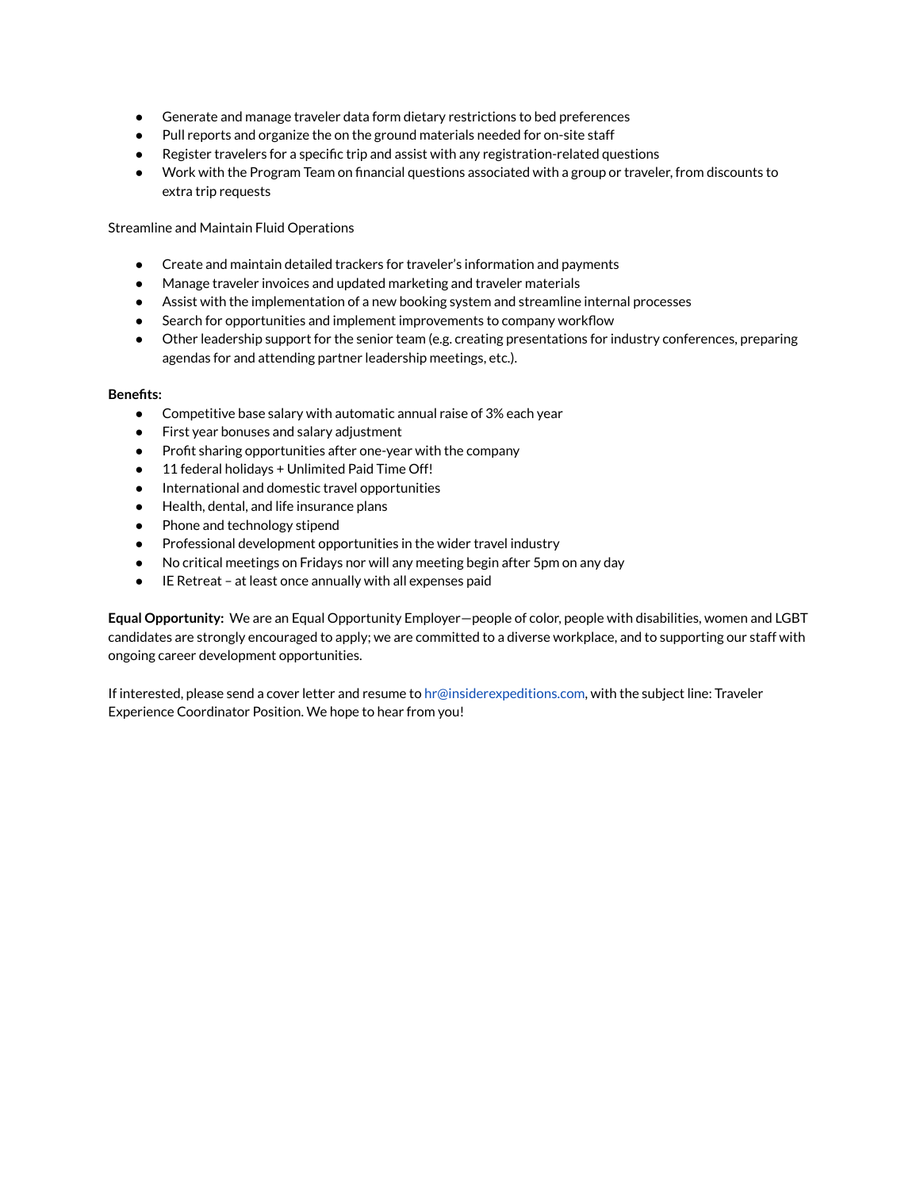- Generate and manage traveler data form dietary restrictions to bed preferences
- Pull reports and organize the on the ground materials needed for on-site staff
- Register travelers for a specific trip and assist with any registration-related questions
- Work with the Program Team on financial questions associated with a group or traveler, from discounts to extra trip requests

Streamline and Maintain Fluid Operations

- Create and maintain detailed trackers for traveler's information and payments
- Manage traveler invoices and updated marketing and traveler materials
- Assist with the implementation of a new booking system and streamline internal processes
- Search for opportunities and implement improvements to company workflow
- Other leadership support for the senior team (e.g. creating presentations for industry conferences, preparing agendas for and attending partner leadership meetings, etc.).

**Benefits:**

- Competitive base salary with automatic annual raise of 3% each year
- First year bonuses and salary adjustment
- Profit sharing opportunities after one-year with the company
- 11 federal holidays + Unlimited Paid Time Off!
- International and domestic travel opportunities
- Health, dental, and life insurance plans
- Phone and technology stipend
- Professional development opportunities in the wider travel industry
- No critical meetings on Fridays nor will any meeting begin after 5pm on any day
- IE Retreat – at least once annually with all expenses paid

**Equal Opportunity:** We are an Equal Opportunity Employer—people of color, people with disabilities, women and LGBT candidates are strongly encouraged to apply; we are committed to a diverse workplace, and to supporting our staff with ongoing career development opportunities.

If interested, please send a cover letter and resume to hr@insiderexpeditions.com, with the subject line: Traveler Experience Coordinator Position. We hope to hear from you!